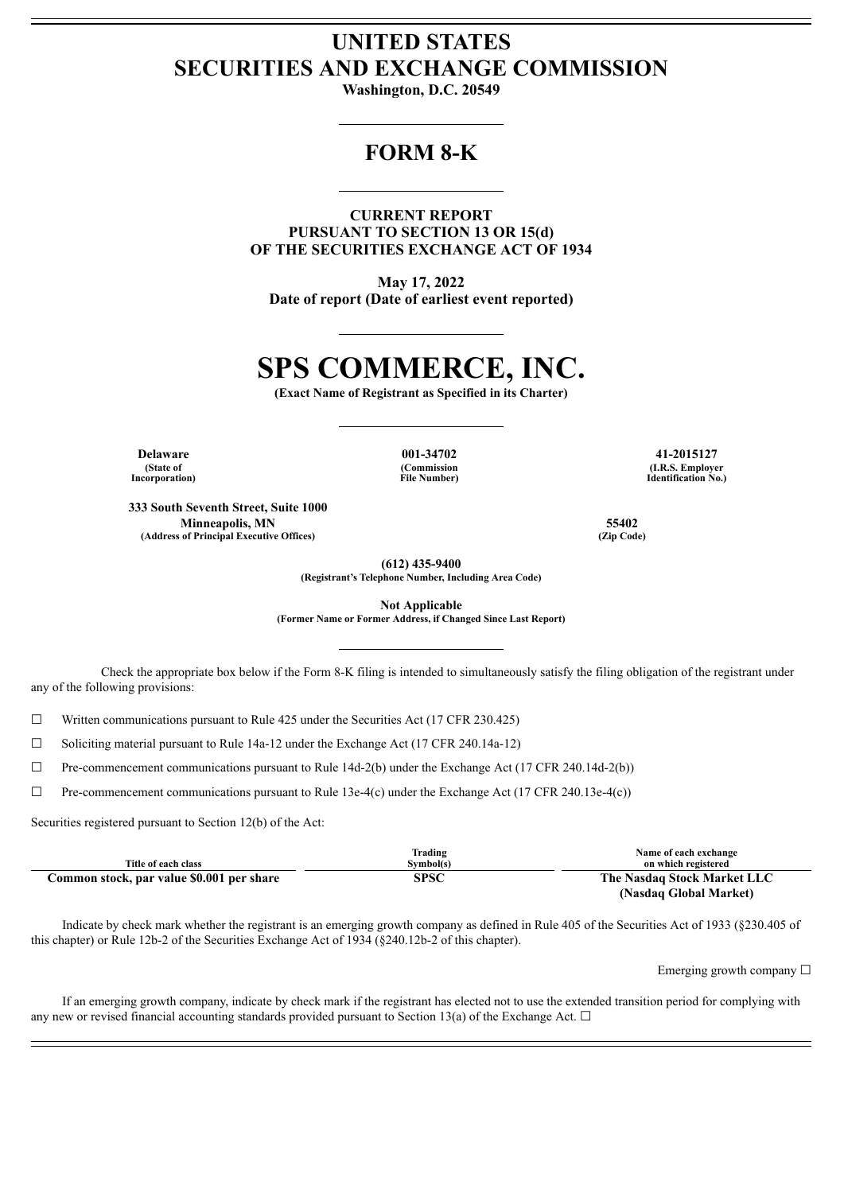# UNITED STATES
# SECURITIES AND EXCHANGE COMMISSION

**Washington, D.C. 20549**

## FORM 8-K

**CURRENT REPORT**
**PURSUANT TO SECTION 13 OR 15(d)**
**OF THE SECURITIES EXCHANGE ACT OF 1934**

**May 17, 2022**
**Date of report (Date of earliest event reported)**

# SPS COMMERCE, INC.

**(Exact Name of Registrant as Specified in its Charter)**

| Delaware | 001-34702 | 41-2015127 |
|---|---|---|
| (State of Incorporation) | (Commission File Number) | (I.R.S. Employer Identification No.) |

| 333 South Seventh Street, Suite 1000 Minneapolis, MN | 55402 |
|---|---|
| (Address of Principal Executive Offices) | (Zip Code) |

**(612) 435-9400**
**(Registrant's Telephone Number, Including Area Code)**

**Not Applicable**
**(Former Name or Former Address, if Changed Since Last Report)**

Check the appropriate box below if the Form 8-K filing is intended to simultaneously satisfy the filing obligation of the registrant under any of the following provisions:

☐ Written communications pursuant to Rule 425 under the Securities Act (17 CFR 230.425)

☐ Soliciting material pursuant to Rule 14a-12 under the Exchange Act (17 CFR 240.14a-12)

☐ Pre-commencement communications pursuant to Rule 14d-2(b) under the Exchange Act (17 CFR 240.14d-2(b))

☐ Pre-commencement communications pursuant to Rule 13e-4(c) under the Exchange Act (17 CFR 240.13e-4(c))

Securities registered pursuant to Section 12(b) of the Act:

| Title of each class | Trading Symbol(s) | Name of each exchange on which registered |
|---|---|---|
| **Common stock, par value $0.001 per share** | **SPSC** | **The Nasdaq Stock Market LLC (Nasdaq Global Market)** |

Indicate by check mark whether the registrant is an emerging growth company as defined in Rule 405 of the Securities Act of 1933 (§230.405 of this chapter) or Rule 12b-2 of the Securities Exchange Act of 1934 (§240.12b-2 of this chapter).

Emerging growth company ☐

If an emerging growth company, indicate by check mark if the registrant has elected not to use the extended transition period for complying with any new or revised financial accounting standards provided pursuant to Section 13(a) of the Exchange Act. ☐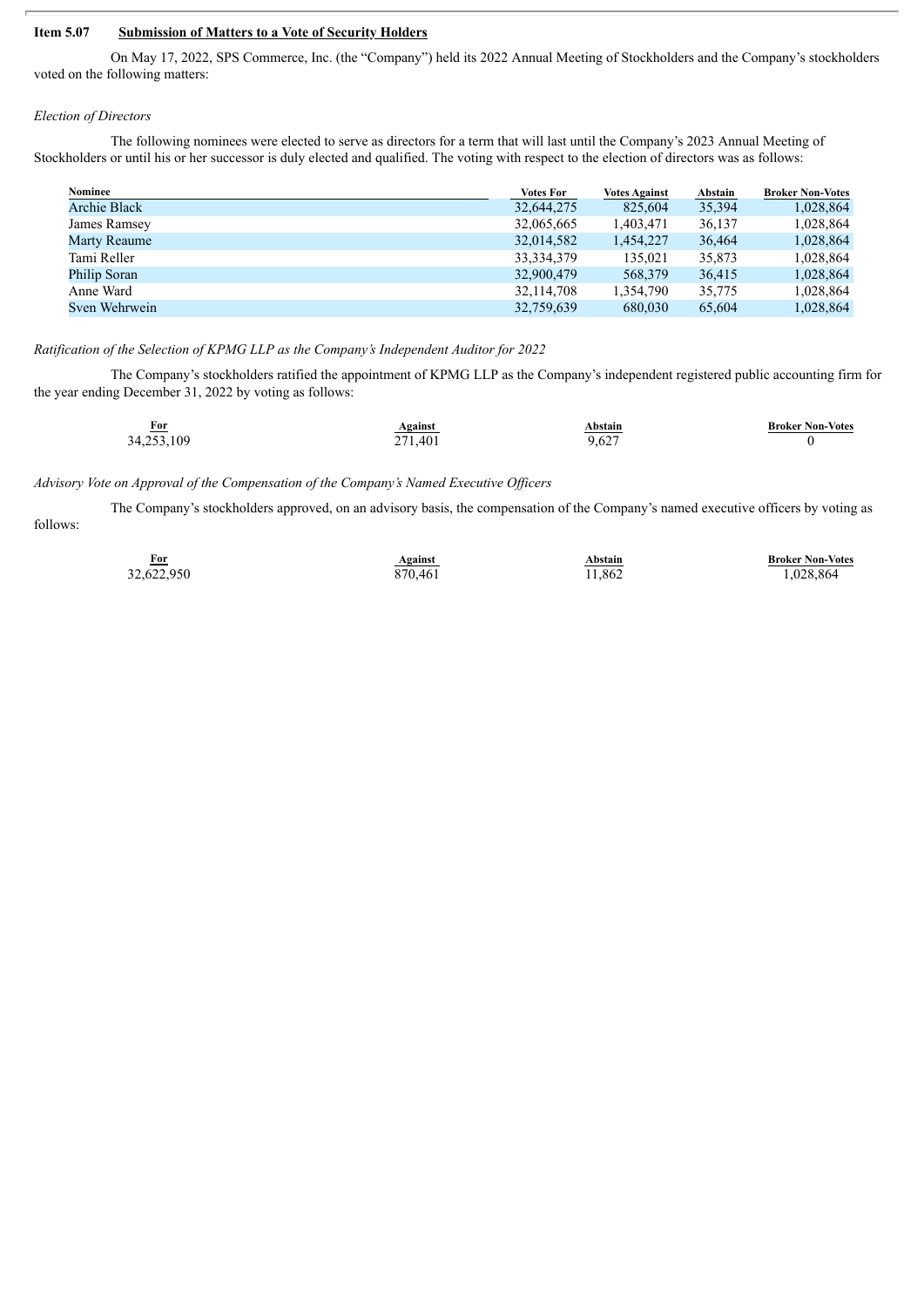### Item 5.07 **Submission of Matters to a Vote of Security Holders**

On May 17, 2022, SPS Commerce, Inc. (the "Company") held its 2022 Annual Meeting of Stockholders and the Company's stockholders voted on the following matters:

*Election of Directors*

The following nominees were elected to serve as directors for a term that will last until the Company's 2023 Annual Meeting of Stockholders or until his or her successor is duly elected and qualified. The voting with respect to the election of directors was as follows:

| Nominee | Votes For | Votes Against | Abstain | Broker Non-Votes |
|---|---|---|---|---|
| Archie Black | 32,644,275 | 825,604 | 35,394 | 1,028,864 |
| James Ramsey | 32,065,665 | 1,403,471 | 36,137 | 1,028,864 |
| Marty Reaume | 32,014,582 | 1,454,227 | 36,464 | 1,028,864 |
| Tami Reller | 33,334,379 | 135,021 | 35,873 | 1,028,864 |
| Philip Soran | 32,900,479 | 568,379 | 36,415 | 1,028,864 |
| Anne Ward | 32,114,708 | 1,354,790 | 35,775 | 1,028,864 |
| Sven Wehrwein | 32,759,639 | 680,030 | 65,604 | 1,028,864 |

*Ratification of the Selection of KPMG LLP as the Company's Independent Auditor for 2022*

The Company's stockholders ratified the appointment of KPMG LLP as the Company's independent registered public accounting firm for the year ending December 31, 2022 by voting as follows:

| For | Against | Abstain | Broker Non-Votes |
|---|---|---|---|
| 34,253,109 | 271,401 | 9,627 | 0 |

*Advisory Vote on Approval of the Compensation of the Company's Named Executive Officers*

The Company's stockholders approved, on an advisory basis, the compensation of the Company's named executive officers by voting as follows:

| For | Against | Abstain | Broker Non-Votes |
|---|---|---|---|
| 32,622,950 | 870,461 | 11,862 | 1,028,864 |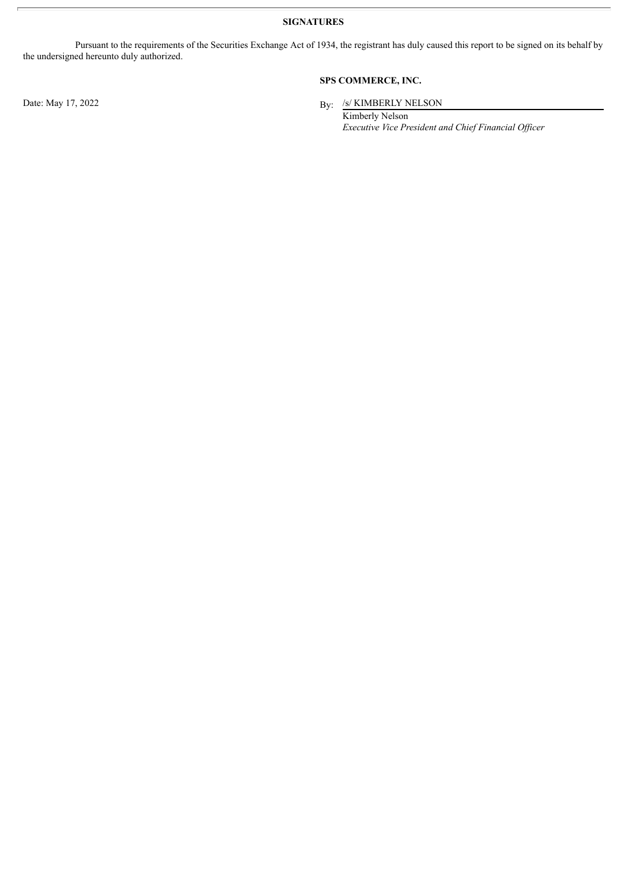# SIGNATURES

Pursuant to the requirements of the Securities Exchange Act of 1934, the registrant has duly caused this report to be signed on its behalf by the undersigned hereunto duly authorized.

**SPS COMMERCE, INC.**

Date: May 17, 2022

By: /s/ KIMBERLY NELSON

Kimberly Nelson

*Executive Vice President and Chief Financial Officer*